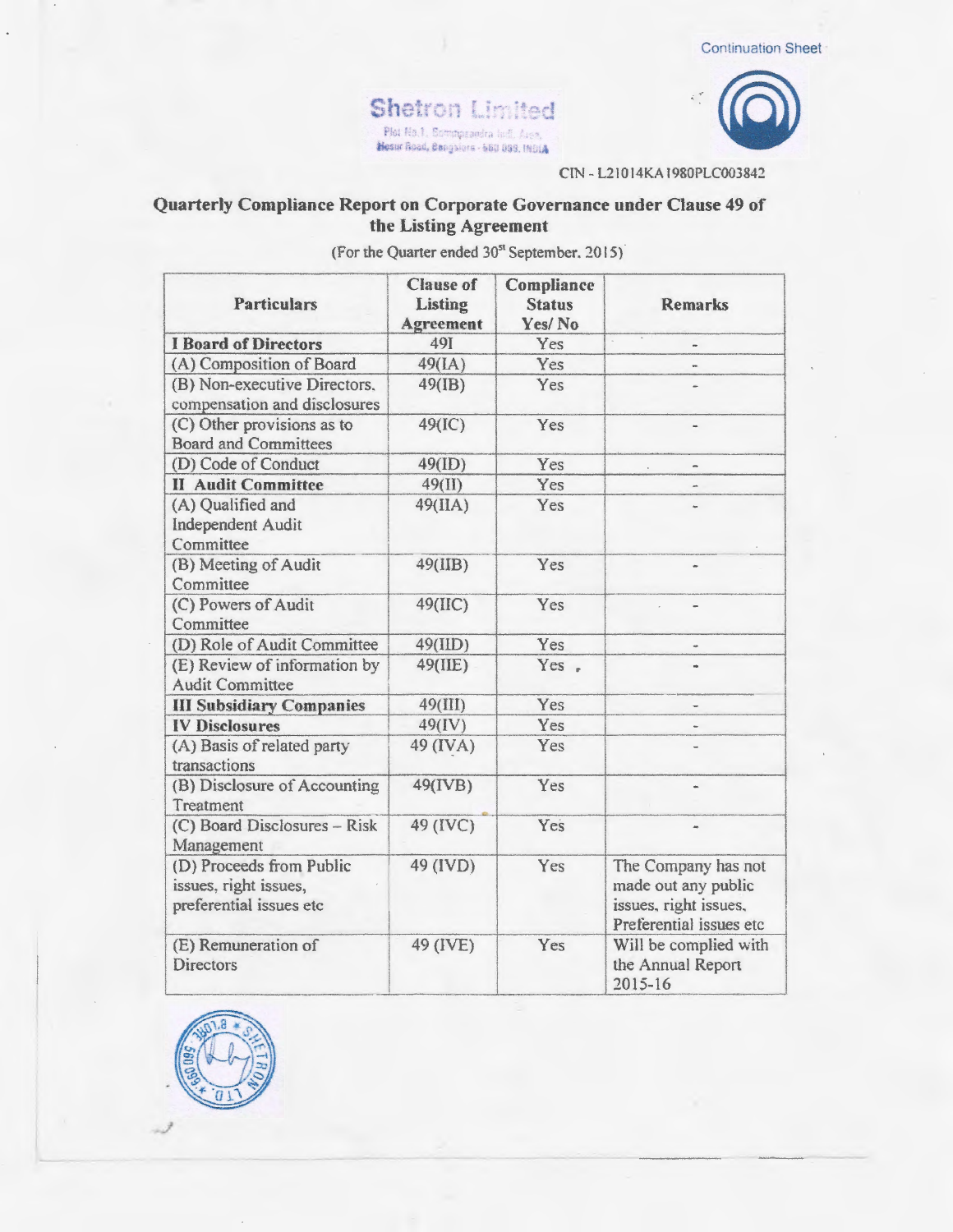Continuation Sheet

**Shetron Limited**
Plot No.1, Bommasandra Indl. Area,
Hosur Road, Bangalore - 560 099, INDIA

CIN - L21014KA1980PLC003842

## Quarterly Compliance Report on Corporate Governance under Clause 49 of the Listing Agreement

(For the Quarter ended 30st September, 2015)

| Particulars | Clause of Listing Agreement | Compliance Status Yes/ No | Remarks |
|---|---|---|---|
| **I Board of Directors** | 49I | Yes | - |
| (A) Composition of Board | 49(IA) | Yes | - |
| (B) Non-executive Directors, compensation and disclosures | 49(IB) | Yes | - |
| (C) Other provisions as to Board and Committees | 49(IC) | Yes | - |
| (D) Code of Conduct | 49(ID) | Yes | - |
| **II Audit Committee** | 49(II) | Yes | - |
| (A) Qualified and Independent Audit Committee | 49(IIA) | Yes | - |
| (B) Meeting of Audit Committee | 49(IIB) | Yes | - |
| (C) Powers of Audit Committee | 49(IIC) | Yes | - |
| (D) Role of Audit Committee | 49(IID) | Yes | - |
| (E) Review of information by Audit Committee | 49(IIE) | Yes | - |
| **III Subsidiary Companies** | 49(III) | Yes | - |
| **IV Disclosures** | 49(IV) | Yes | - |
| (A) Basis of related party transactions | 49 (IVA) | Yes | - |
| (B) Disclosure of Accounting Treatment | 49(IVB) | Yes | - |
| (C) Board Disclosures – Risk Management | 49 (IVC) | Yes | - |
| (D) Proceeds from Public issues, right issues, preferential issues etc | 49 (IVD) | Yes | The Company has not made out any public issues, right issues, Preferential issues etc |
| (E) Remuneration of Directors | 49 (IVE) | Yes | Will be complied with the Annual Report 2015-16 |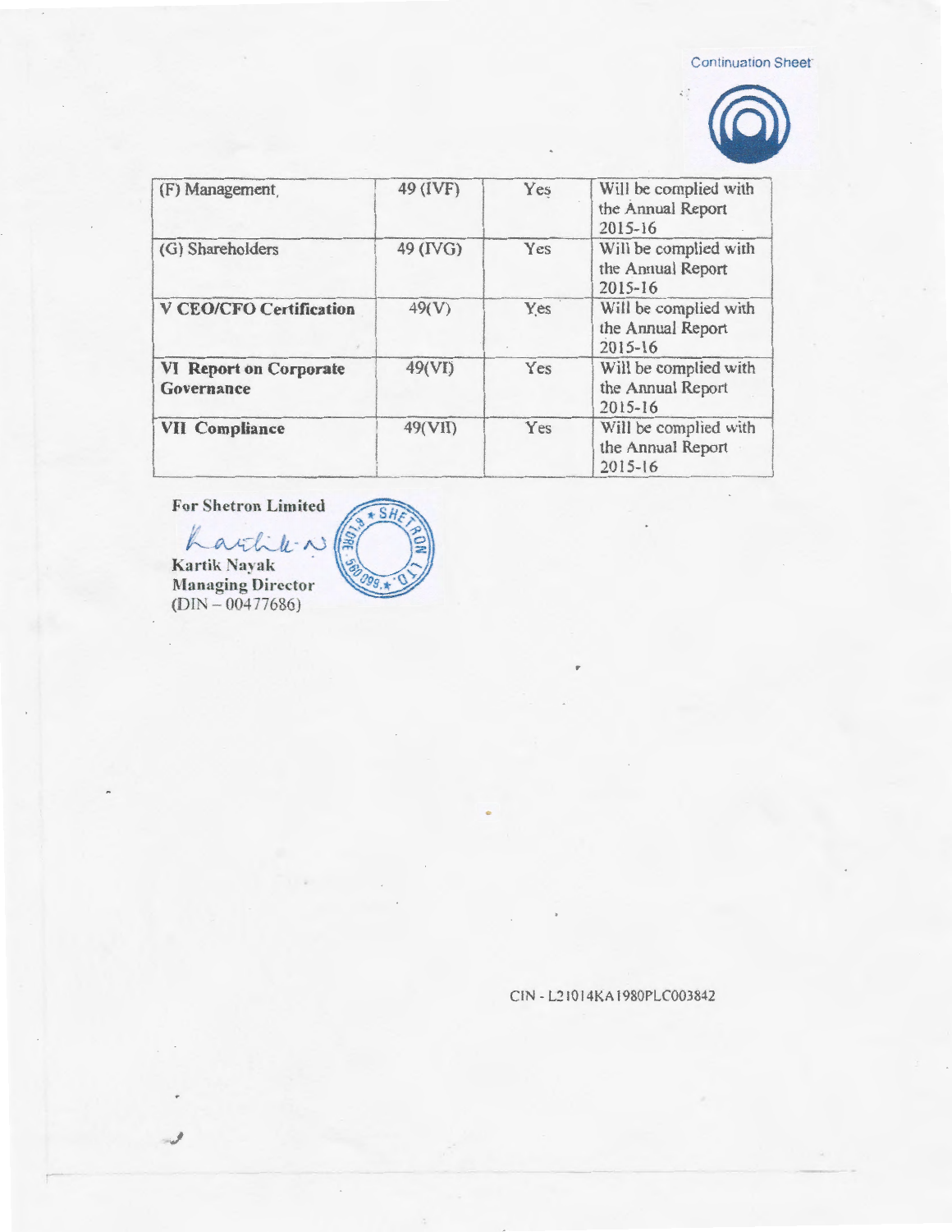| | | | |
|---|---|---|---|
| (F) Management, | 49 (IVF) | Yes | Will be complied with the Annual Report 2015-16 |
| (G) Shareholders | 49 (IVG) | Yes | Will be complied with the Annual Report 2015-16 |
| **V CEO/CFO Certification** | 49(V) | Yes | Will be complied with the Annual Report 2015-16 |
| **VI Report on Corporate Governance** | 49(VI) | Yes | Will be complied with the Annual Report 2015-16 |
| **VII Compliance** | 49(VII) | Yes | Will be complied with the Annual Report 2015-16 |

**For Shetron Limited**

**Kartik Nayak**
**Managing Director**
(DIN – 00477686)

CIN - L21014KA1980PLC003842